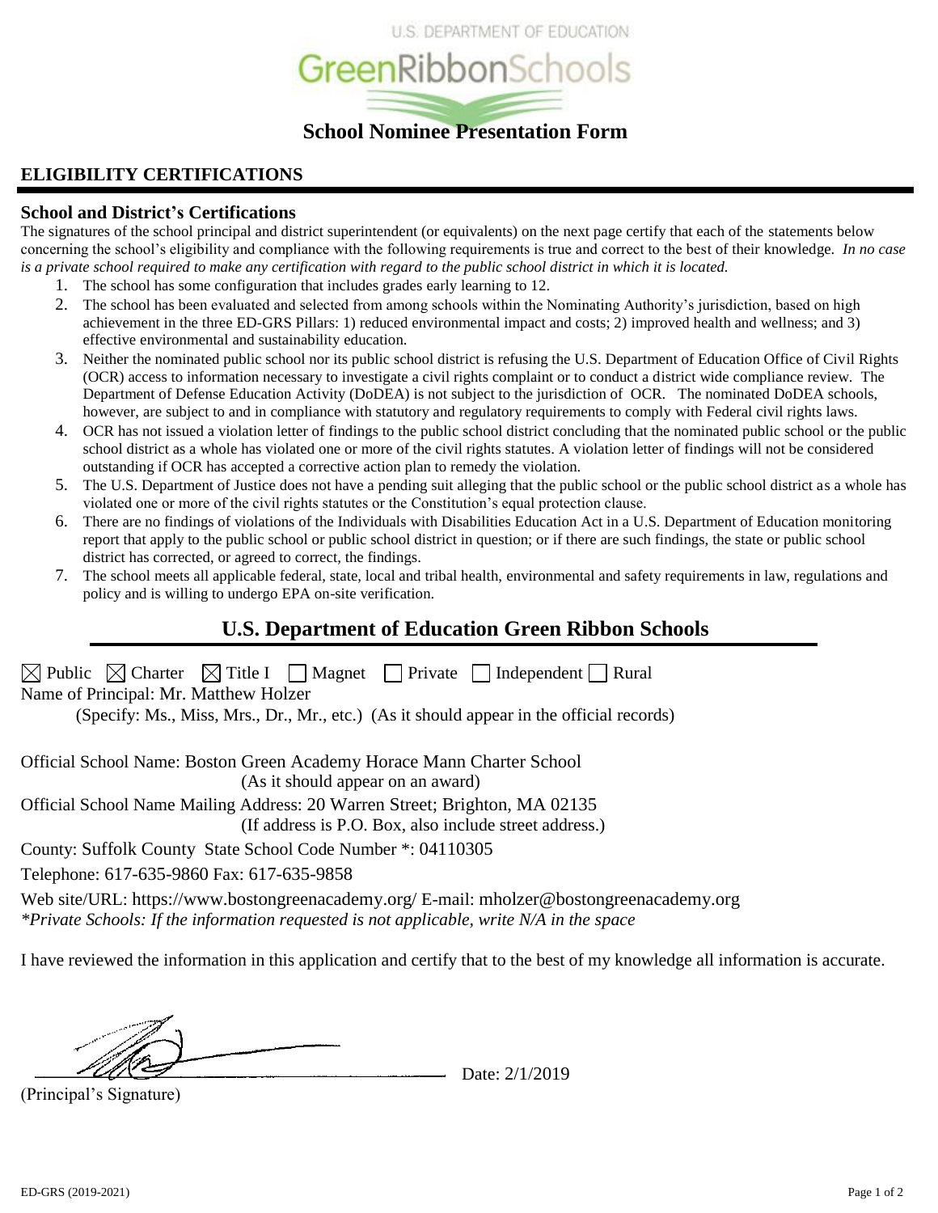U.S. DEPARTMENT OF EDUCATION

GreenRibbonSchools

# School Nominee Presentation Form

## ELIGIBILITY CERTIFICATIONS

### School and District's Certifications

The signatures of the school principal and district superintendent (or equivalents) on the next page certify that each of the statements below concerning the school's eligibility and compliance with the following requirements is true and correct to the best of their knowledge. *In no case is a private school required to make any certification with regard to the public school district in which it is located.*

1. The school has some configuration that includes grades early learning to 12.
2. The school has been evaluated and selected from among schools within the Nominating Authority's jurisdiction, based on high achievement in the three ED-GRS Pillars: 1) reduced environmental impact and costs; 2) improved health and wellness; and 3) effective environmental and sustainability education.
3. Neither the nominated public school nor its public school district is refusing the U.S. Department of Education Office of Civil Rights (OCR) access to information necessary to investigate a civil rights complaint or to conduct a district wide compliance review. The Department of Defense Education Activity (DoDEA) is not subject to the jurisdiction of OCR. The nominated DoDEA schools, however, are subject to and in compliance with statutory and regulatory requirements to comply with Federal civil rights laws.
4. OCR has not issued a violation letter of findings to the public school district concluding that the nominated public school or the public school district as a whole has violated one or more of the civil rights statutes. A violation letter of findings will not be considered outstanding if OCR has accepted a corrective action plan to remedy the violation.
5. The U.S. Department of Justice does not have a pending suit alleging that the public school or the public school district as a whole has violated one or more of the civil rights statutes or the Constitution's equal protection clause.
6. There are no findings of violations of the Individuals with Disabilities Education Act in a U.S. Department of Education monitoring report that apply to the public school or public school district in question; or if there are such findings, the state or public school district has corrected, or agreed to correct, the findings.
7. The school meets all applicable federal, state, local and tribal health, environmental and safety requirements in law, regulations and policy and is willing to undergo EPA on-site verification.

## U.S. Department of Education Green Ribbon Schools

☒ Public ☒ Charter ☒ Title I ☐ Magnet ☐ Private ☐ Independent ☐ Rural

Name of Principal: Mr. Matthew Holzer

(Specify: Ms., Miss, Mrs., Dr., Mr., etc.) (As it should appear in the official records)

Official School Name: Boston Green Academy Horace Mann Charter School

(As it should appear on an award)

Official School Name Mailing Address: 20 Warren Street; Brighton, MA 02135

(If address is P.O. Box, also include street address.)

County: Suffolk County State School Code Number *: 04110305

Telephone: 617-635-9860 Fax: 617-635-9858

Web site/URL: https://www.bostongreenacademy.org/ E-mail: mholzer@bostongreenacademy.org

*\*Private Schools: If the information requested is not applicable, write N/A in the space*

I have reviewed the information in this application and certify that to the best of my knowledge all information is accurate.

(Principal's Signature) Date: 2/1/2019

ED-GRS (2019-2021)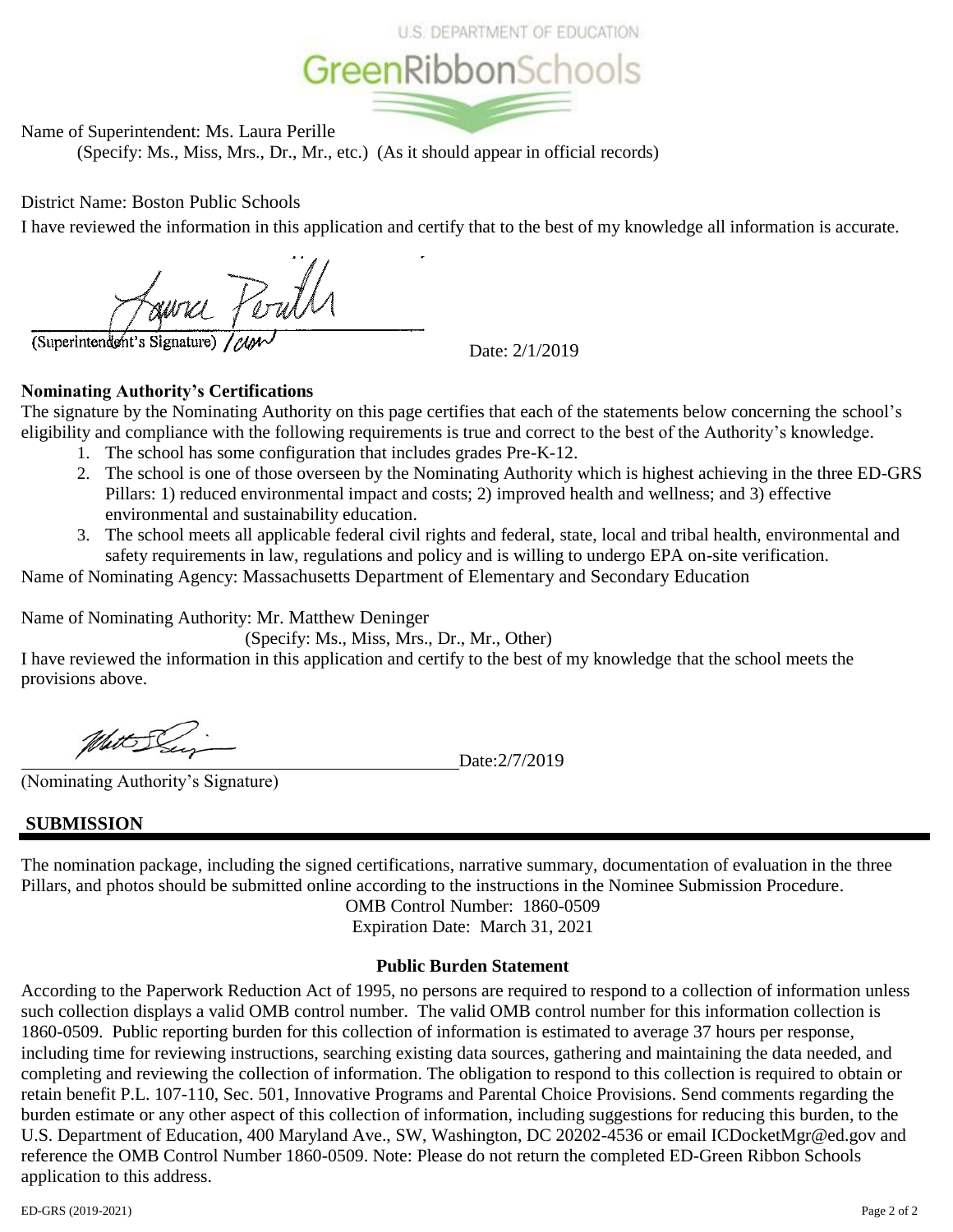Name of Superintendent: Ms. Laura Perille

(Specify: Ms., Miss, Mrs., Dr., Mr., etc.) (As it should appear in official records)

District Name: Boston Public Schools

I have reviewed the information in this application and certify that to the best of my knowledge all information is accurate.

(Superintendent's Signature)

Date: 2/1/2019

**Nominating Authority's Certifications**

The signature by the Nominating Authority on this page certifies that each of the statements below concerning the school's eligibility and compliance with the following requirements is true and correct to the best of the Authority's knowledge.

1. The school has some configuration that includes grades Pre-K-12.
2. The school is one of those overseen by the Nominating Authority which is highest achieving in the three ED-GRS Pillars: 1) reduced environmental impact and costs; 2) improved health and wellness; and 3) effective environmental and sustainability education.
3. The school meets all applicable federal civil rights and federal, state, local and tribal health, environmental and safety requirements in law, regulations and policy and is willing to undergo EPA on-site verification.

Name of Nominating Agency: Massachusetts Department of Elementary and Secondary Education

Name of Nominating Authority: Mr. Matthew Deninger

(Specify: Ms., Miss, Mrs., Dr., Mr., Other)

I have reviewed the information in this application and certify to the best of my knowledge that the school meets the provisions above.

Date:2/7/2019

(Nominating Authority's Signature)

## SUBMISSION

The nomination package, including the signed certifications, narrative summary, documentation of evaluation in the three Pillars, and photos should be submitted online according to the instructions in the Nominee Submission Procedure.

OMB Control Number: 1860-0509

Expiration Date: March 31, 2021

**Public Burden Statement**

According to the Paperwork Reduction Act of 1995, no persons are required to respond to a collection of information unless such collection displays a valid OMB control number. The valid OMB control number for this information collection is 1860-0509. Public reporting burden for this collection of information is estimated to average 37 hours per response, including time for reviewing instructions, searching existing data sources, gathering and maintaining the data needed, and completing and reviewing the collection of information. The obligation to respond to this collection is required to obtain or retain benefit P.L. 107-110, Sec. 501, Innovative Programs and Parental Choice Provisions. Send comments regarding the burden estimate or any other aspect of this collection of information, including suggestions for reducing this burden, to the U.S. Department of Education, 400 Maryland Ave., SW, Washington, DC 20202-4536 or email ICDocketMgr@ed.gov and reference the OMB Control Number 1860-0509. Note: Please do not return the completed ED-Green Ribbon Schools application to this address.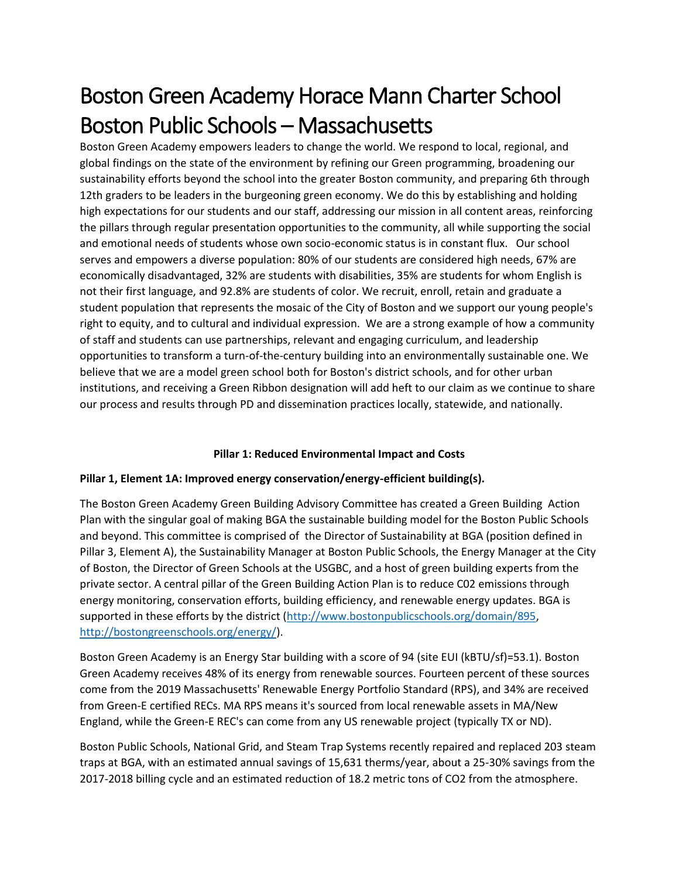# Boston Green Academy Horace Mann Charter School Boston Public Schools – Massachusetts

Boston Green Academy empowers leaders to change the world. We respond to local, regional, and global findings on the state of the environment by refining our Green programming, broadening our sustainability efforts beyond the school into the greater Boston community, and preparing 6th through 12th graders to be leaders in the burgeoning green economy. We do this by establishing and holding high expectations for our students and our staff, addressing our mission in all content areas, reinforcing the pillars through regular presentation opportunities to the community, all while supporting the social and emotional needs of students whose own socio-economic status is in constant flux. Our school serves and empowers a diverse population: 80% of our students are considered high needs, 67% are economically disadvantaged, 32% are students with disabilities, 35% are students for whom English is not their first language, and 92.8% are students of color. We recruit, enroll, retain and graduate a student population that represents the mosaic of the City of Boston and we support our young people's right to equity, and to cultural and individual expression. We are a strong example of how a community of staff and students can use partnerships, relevant and engaging curriculum, and leadership opportunities to transform a turn-of-the-century building into an environmentally sustainable one. We believe that we are a model green school both for Boston's district schools, and for other urban institutions, and receiving a Green Ribbon designation will add heft to our claim as we continue to share our process and results through PD and dissemination practices locally, statewide, and nationally.

**Pillar 1: Reduced Environmental Impact and Costs**

**Pillar 1, Element 1A: Improved energy conservation/energy-efficient building(s).**

The Boston Green Academy Green Building Advisory Committee has created a Green Building Action Plan with the singular goal of making BGA the sustainable building model for the Boston Public Schools and beyond. This committee is comprised of the Director of Sustainability at BGA (position defined in Pillar 3, Element A), the Sustainability Manager at Boston Public Schools, the Energy Manager at the City of Boston, the Director of Green Schools at the USGBC, and a host of green building experts from the private sector. A central pillar of the Green Building Action Plan is to reduce C02 emissions through energy monitoring, conservation efforts, building efficiency, and renewable energy updates. BGA is supported in these efforts by the district (http://www.bostonpublicschools.org/domain/895, http://bostongreenschools.org/energy/).

Boston Green Academy is an Energy Star building with a score of 94 (site EUI (kBTU/sf)=53.1). Boston Green Academy receives 48% of its energy from renewable sources. Fourteen percent of these sources come from the 2019 Massachusetts' Renewable Energy Portfolio Standard (RPS), and 34% are received from Green-E certified RECs. MA RPS means it's sourced from local renewable assets in MA/New England, while the Green-E REC's can come from any US renewable project (typically TX or ND).

Boston Public Schools, National Grid, and Steam Trap Systems recently repaired and replaced 203 steam traps at BGA, with an estimated annual savings of 15,631 therms/year, about a 25-30% savings from the 2017-2018 billing cycle and an estimated reduction of 18.2 metric tons of $CO_2$ from the atmosphere.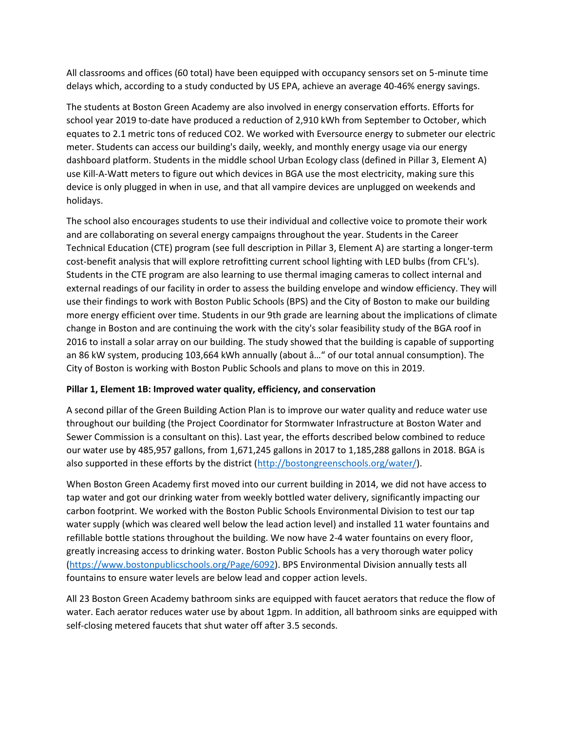All classrooms and offices (60 total) have been equipped with occupancy sensors set on 5-minute time delays which, according to a study conducted by US EPA, achieve an average 40-46% energy savings.

The students at Boston Green Academy are also involved in energy conservation efforts. Efforts for school year 2019 to-date have produced a reduction of 2,910 kWh from September to October, which equates to 2.1 metric tons of reduced $CO_2$. We worked with Eversource energy to submeter our electric meter. Students can access our building's daily, weekly, and monthly energy usage via our energy dashboard platform. Students in the middle school Urban Ecology class (defined in Pillar 3, Element A) use Kill-A-Watt meters to figure out which devices in BGA use the most electricity, making sure this device is only plugged in when in use, and that all vampire devices are unplugged on weekends and holidays.

The school also encourages students to use their individual and collective voice to promote their work and are collaborating on several energy campaigns throughout the year. Students in the Career Technical Education (CTE) program (see full description in Pillar 3, Element A) are starting a longer-term cost-benefit analysis that will explore retrofitting current school lighting with LED bulbs (from CFL's). Students in the CTE program are also learning to use thermal imaging cameras to collect internal and external readings of our facility in order to assess the building envelope and window efficiency. They will use their findings to work with Boston Public Schools (BPS) and the City of Boston to make our building more energy efficient over time. Students in our 9th grade are learning about the implications of climate change in Boston and are continuing the work with the city's solar feasibility study of the BGA roof in 2016 to install a solar array on our building. The study showed that the building is capable of supporting an 86 kW system, producing 103,664 kWh annually (about â…" of our total annual consumption). The City of Boston is working with Boston Public Schools and plans to move on this in 2019.

**Pillar 1, Element 1B: Improved water quality, efficiency, and conservation**

A second pillar of the Green Building Action Plan is to improve our water quality and reduce water use throughout our building (the Project Coordinator for Stormwater Infrastructure at Boston Water and Sewer Commission is a consultant on this). Last year, the efforts described below combined to reduce our water use by 485,957 gallons, from 1,671,245 gallons in 2017 to 1,185,288 gallons in 2018. BGA is also supported in these efforts by the district (http://bostongreenschools.org/water/).

When Boston Green Academy first moved into our current building in 2014, we did not have access to tap water and got our drinking water from weekly bottled water delivery, significantly impacting our carbon footprint. We worked with the Boston Public Schools Environmental Division to test our tap water supply (which was cleared well below the lead action level) and installed 11 water fountains and refillable bottle stations throughout the building. We now have 2-4 water fountains on every floor, greatly increasing access to drinking water. Boston Public Schools has a very thorough water policy (https://www.bostonpublicschools.org/Page/6092). BPS Environmental Division annually tests all fountains to ensure water levels are below lead and copper action levels.

All 23 Boston Green Academy bathroom sinks are equipped with faucet aerators that reduce the flow of water. Each aerator reduces water use by about 1gpm. In addition, all bathroom sinks are equipped with self-closing metered faucets that shut water off after 3.5 seconds.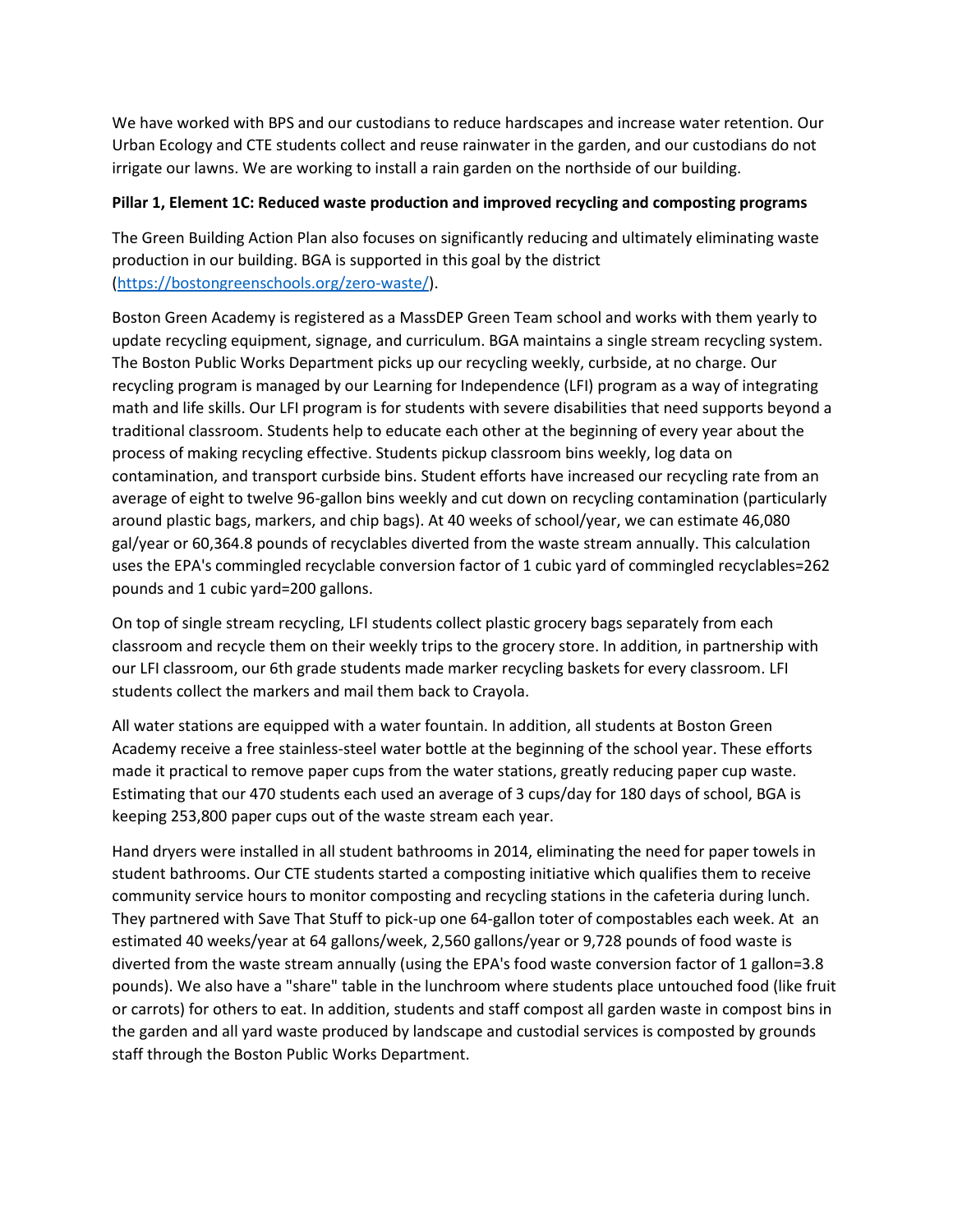We have worked with BPS and our custodians to reduce hardscapes and increase water retention. Our Urban Ecology and CTE students collect and reuse rainwater in the garden, and our custodians do not irrigate our lawns. We are working to install a rain garden on the northside of our building.

**Pillar 1, Element 1C: Reduced waste production and improved recycling and composting programs**

The Green Building Action Plan also focuses on significantly reducing and ultimately eliminating waste production in our building. BGA is supported in this goal by the district (https://bostongreenschools.org/zero-waste/).

Boston Green Academy is registered as a MassDEP Green Team school and works with them yearly to update recycling equipment, signage, and curriculum. BGA maintains a single stream recycling system. The Boston Public Works Department picks up our recycling weekly, curbside, at no charge. Our recycling program is managed by our Learning for Independence (LFI) program as a way of integrating math and life skills. Our LFI program is for students with severe disabilities that need supports beyond a traditional classroom. Students help to educate each other at the beginning of every year about the process of making recycling effective. Students pickup classroom bins weekly, log data on contamination, and transport curbside bins. Student efforts have increased our recycling rate from an average of eight to twelve 96-gallon bins weekly and cut down on recycling contamination (particularly around plastic bags, markers, and chip bags). At 40 weeks of school/year, we can estimate 46,080 gal/year or 60,364.8 pounds of recyclables diverted from the waste stream annually. This calculation uses the EPA's commingled recyclable conversion factor of 1 cubic yard of commingled recyclables=262 pounds and 1 cubic yard=200 gallons.

On top of single stream recycling, LFI students collect plastic grocery bags separately from each classroom and recycle them on their weekly trips to the grocery store. In addition, in partnership with our LFI classroom, our 6th grade students made marker recycling baskets for every classroom. LFI students collect the markers and mail them back to Crayola.

All water stations are equipped with a water fountain. In addition, all students at Boston Green Academy receive a free stainless-steel water bottle at the beginning of the school year. These efforts made it practical to remove paper cups from the water stations, greatly reducing paper cup waste. Estimating that our 470 students each used an average of 3 cups/day for 180 days of school, BGA is keeping 253,800 paper cups out of the waste stream each year.

Hand dryers were installed in all student bathrooms in 2014, eliminating the need for paper towels in student bathrooms. Our CTE students started a composting initiative which qualifies them to receive community service hours to monitor composting and recycling stations in the cafeteria during lunch. They partnered with Save That Stuff to pick-up one 64-gallon toter of compostables each week. At an estimated 40 weeks/year at 64 gallons/week, 2,560 gallons/year or 9,728 pounds of food waste is diverted from the waste stream annually (using the EPA's food waste conversion factor of 1 gallon=3.8 pounds). We also have a "share" table in the lunchroom where students place untouched food (like fruit or carrots) for others to eat. In addition, students and staff compost all garden waste in compost bins in the garden and all yard waste produced by landscape and custodial services is composted by grounds staff through the Boston Public Works Department.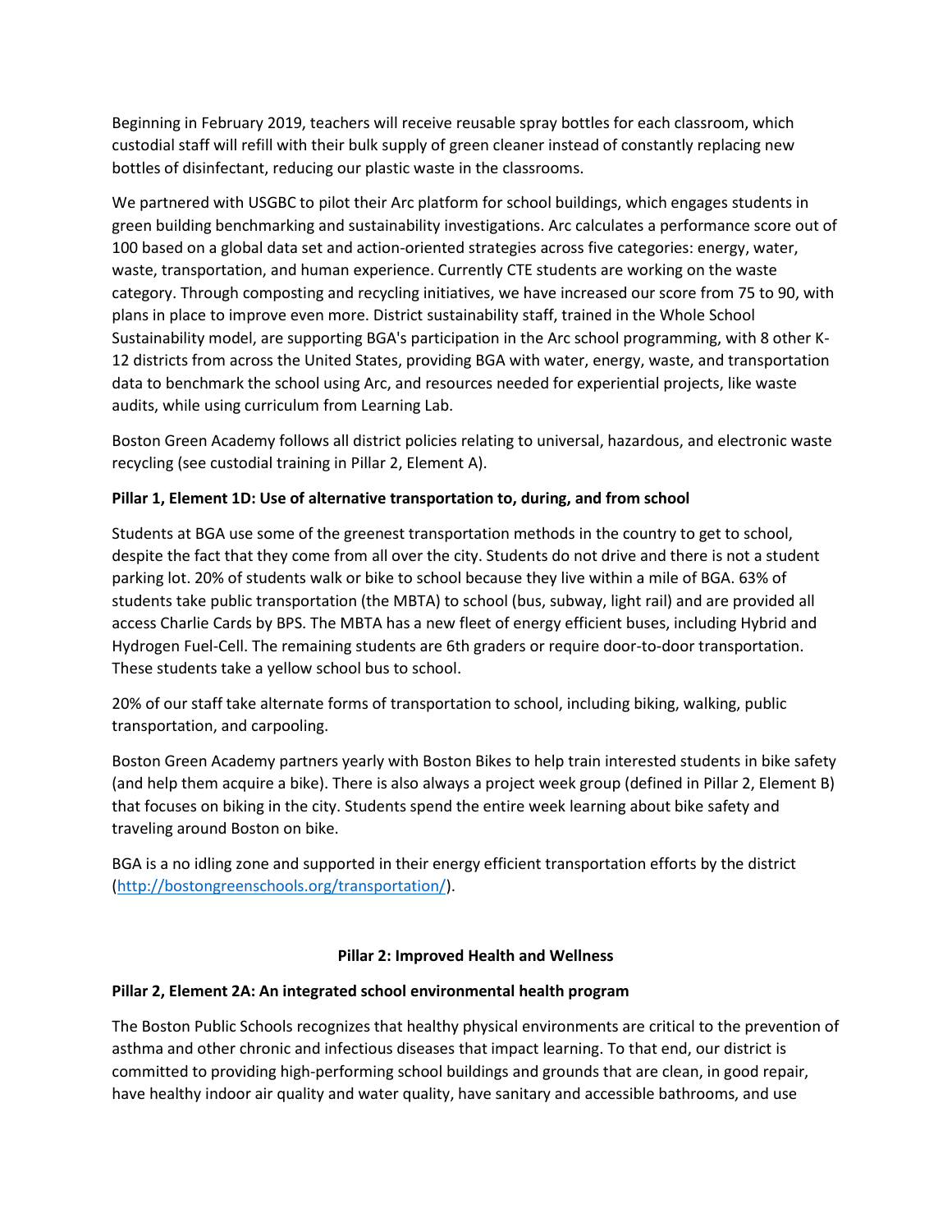Beginning in February 2019, teachers will receive reusable spray bottles for each classroom, which custodial staff will refill with their bulk supply of green cleaner instead of constantly replacing new bottles of disinfectant, reducing our plastic waste in the classrooms.

We partnered with USGBC to pilot their Arc platform for school buildings, which engages students in green building benchmarking and sustainability investigations. Arc calculates a performance score out of 100 based on a global data set and action-oriented strategies across five categories: energy, water, waste, transportation, and human experience. Currently CTE students are working on the waste category. Through composting and recycling initiatives, we have increased our score from 75 to 90, with plans in place to improve even more. District sustainability staff, trained in the Whole School Sustainability model, are supporting BGA's participation in the Arc school programming, with 8 other K-12 districts from across the United States, providing BGA with water, energy, waste, and transportation data to benchmark the school using Arc, and resources needed for experiential projects, like waste audits, while using curriculum from Learning Lab.

Boston Green Academy follows all district policies relating to universal, hazardous, and electronic waste recycling (see custodial training in Pillar 2, Element A).

**Pillar 1, Element 1D: Use of alternative transportation to, during, and from school**

Students at BGA use some of the greenest transportation methods in the country to get to school, despite the fact that they come from all over the city. Students do not drive and there is not a student parking lot. 20% of students walk or bike to school because they live within a mile of BGA. 63% of students take public transportation (the MBTA) to school (bus, subway, light rail) and are provided all access Charlie Cards by BPS. The MBTA has a new fleet of energy efficient buses, including Hybrid and Hydrogen Fuel-Cell. The remaining students are 6th graders or require door-to-door transportation. These students take a yellow school bus to school.

20% of our staff take alternate forms of transportation to school, including biking, walking, public transportation, and carpooling.

Boston Green Academy partners yearly with Boston Bikes to help train interested students in bike safety (and help them acquire a bike). There is also always a project week group (defined in Pillar 2, Element B) that focuses on biking in the city. Students spend the entire week learning about bike safety and traveling around Boston on bike.

BGA is a no idling zone and supported in their energy efficient transportation efforts by the district (http://bostongreenschools.org/transportation/).

## Pillar 2: Improved Health and Wellness

**Pillar 2, Element 2A: An integrated school environmental health program**

The Boston Public Schools recognizes that healthy physical environments are critical to the prevention of asthma and other chronic and infectious diseases that impact learning. To that end, our district is committed to providing high-performing school buildings and grounds that are clean, in good repair, have healthy indoor air quality and water quality, have sanitary and accessible bathrooms, and use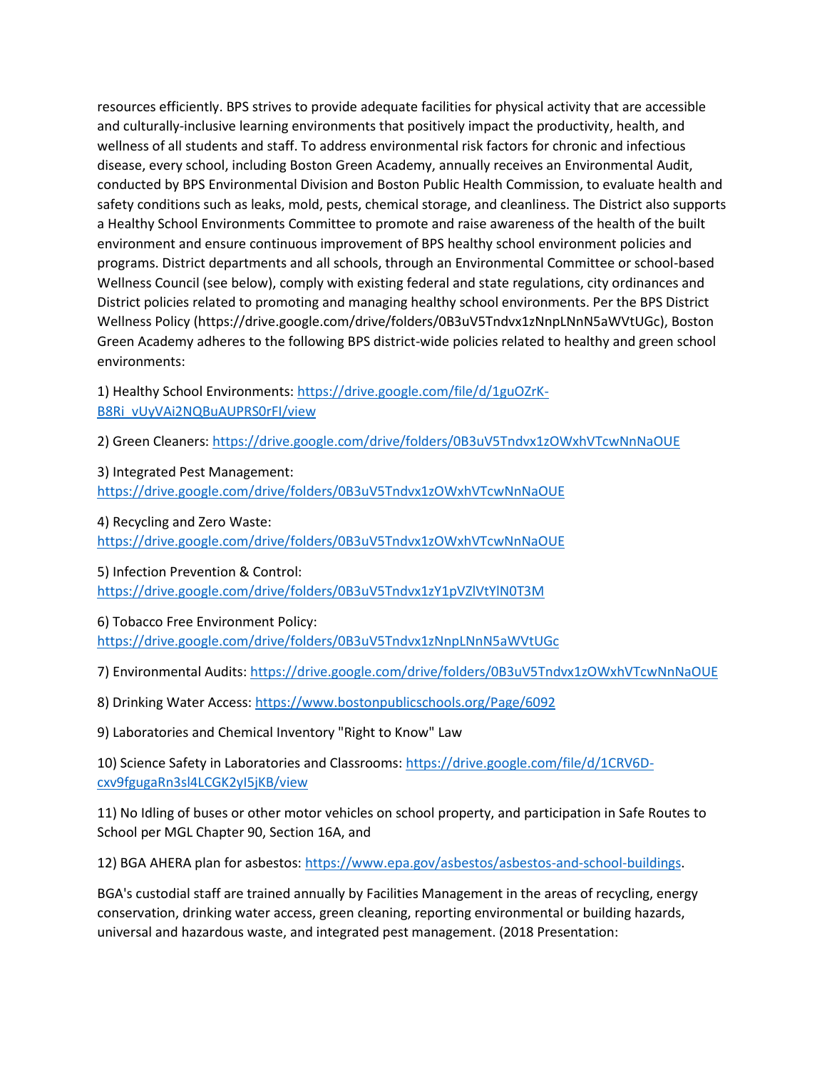resources efficiently. BPS strives to provide adequate facilities for physical activity that are accessible and culturally-inclusive learning environments that positively impact the productivity, health, and wellness of all students and staff. To address environmental risk factors for chronic and infectious disease, every school, including Boston Green Academy, annually receives an Environmental Audit, conducted by BPS Environmental Division and Boston Public Health Commission, to evaluate health and safety conditions such as leaks, mold, pests, chemical storage, and cleanliness. The District also supports a Healthy School Environments Committee to promote and raise awareness of the health of the built environment and ensure continuous improvement of BPS healthy school environment policies and programs. District departments and all schools, through an Environmental Committee or school-based Wellness Council (see below), comply with existing federal and state regulations, city ordinances and District policies related to promoting and managing healthy school environments. Per the BPS District Wellness Policy (https://drive.google.com/drive/folders/0B3uV5Tndvx1zNnpLNnN5aWVtUGc), Boston Green Academy adheres to the following BPS district-wide policies related to healthy and green school environments:

1) Healthy School Environments: https://drive.google.com/file/d/1guOZrK-B8Ri_vUyVAi2NQBuAUPRS0rFI/view

2) Green Cleaners: https://drive.google.com/drive/folders/0B3uV5Tndvx1zOWxhVTcwNnNaOUE

3) Integrated Pest Management: https://drive.google.com/drive/folders/0B3uV5Tndvx1zOWxhVTcwNnNaOUE

4) Recycling and Zero Waste: https://drive.google.com/drive/folders/0B3uV5Tndvx1zOWxhVTcwNnNaOUE

5) Infection Prevention & Control: https://drive.google.com/drive/folders/0B3uV5Tndvx1zY1pVZlVtYlN0T3M

6) Tobacco Free Environment Policy: https://drive.google.com/drive/folders/0B3uV5Tndvx1zNnpLNnN5aWVtUGc

7) Environmental Audits: https://drive.google.com/drive/folders/0B3uV5Tndvx1zOWxhVTcwNnNaOUE

8) Drinking Water Access: https://www.bostonpublicschools.org/Page/6092

9) Laboratories and Chemical Inventory "Right to Know" Law

10) Science Safety in Laboratories and Classrooms: https://drive.google.com/file/d/1CRV6D-cxv9fgugaRn3sl4LCGK2yI5jKB/view

11) No Idling of buses or other motor vehicles on school property, and participation in Safe Routes to School per MGL Chapter 90, Section 16A, and

12) BGA AHERA plan for asbestos: https://www.epa.gov/asbestos/asbestos-and-school-buildings.

BGA's custodial staff are trained annually by Facilities Management in the areas of recycling, energy conservation, drinking water access, green cleaning, reporting environmental or building hazards, universal and hazardous waste, and integrated pest management. (2018 Presentation: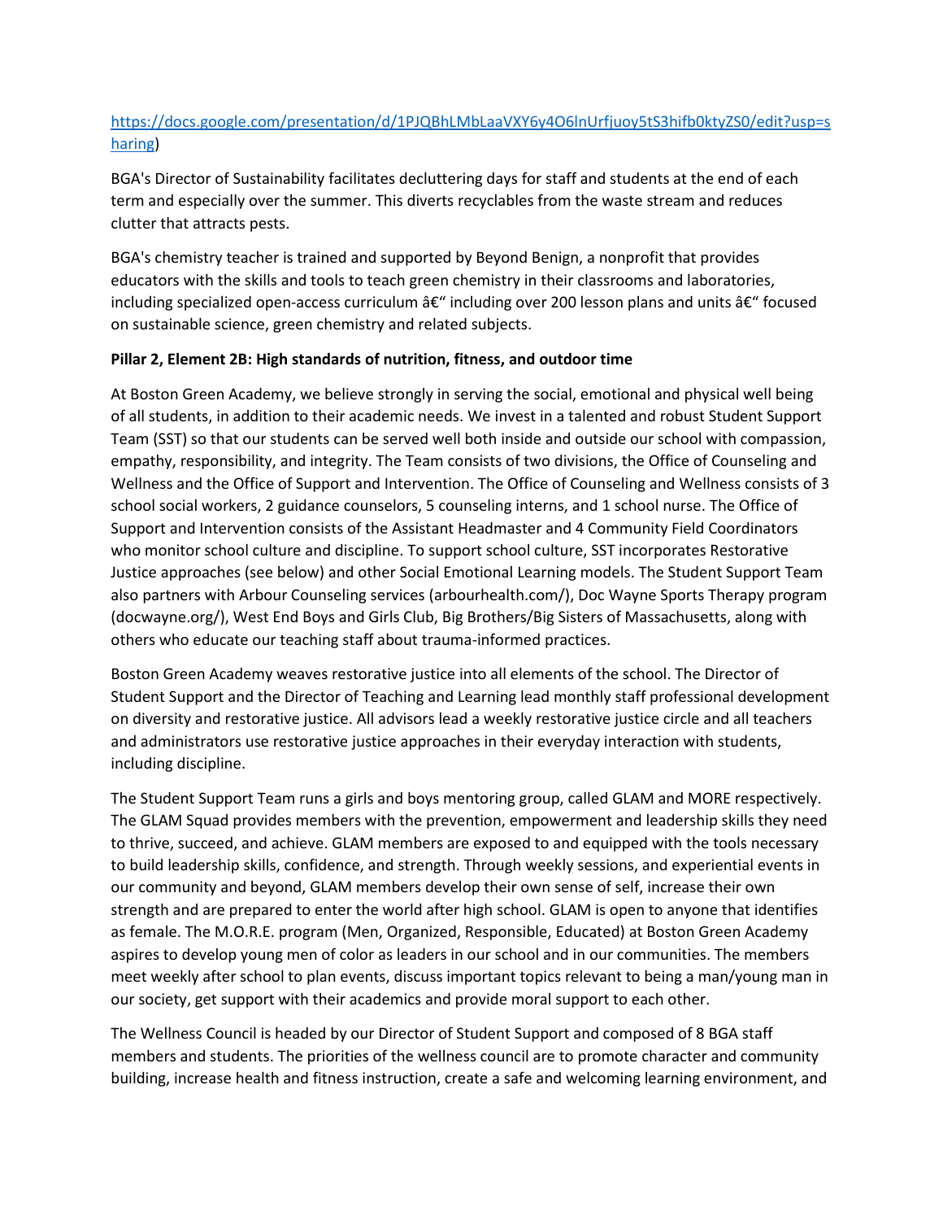https://docs.google.com/presentation/d/1PJQBhLMbLaaVXY6y4O6lnUrfjuoy5tS3hifb0ktyZS0/edit?usp=sharing)

BGA's Director of Sustainability facilitates decluttering days for staff and students at the end of each term and especially over the summer. This diverts recyclables from the waste stream and reduces clutter that attracts pests.

BGA's chemistry teacher is trained and supported by Beyond Benign, a nonprofit that provides educators with the skills and tools to teach green chemistry in their classrooms and laboratories, including specialized open-access curriculum â€" including over 200 lesson plans and units â€" focused on sustainable science, green chemistry and related subjects.

**Pillar 2, Element 2B: High standards of nutrition, fitness, and outdoor time**

At Boston Green Academy, we believe strongly in serving the social, emotional and physical well being of all students, in addition to their academic needs. We invest in a talented and robust Student Support Team (SST) so that our students can be served well both inside and outside our school with compassion, empathy, responsibility, and integrity. The Team consists of two divisions, the Office of Counseling and Wellness and the Office of Support and Intervention. The Office of Counseling and Wellness consists of 3 school social workers, 2 guidance counselors, 5 counseling interns, and 1 school nurse. The Office of Support and Intervention consists of the Assistant Headmaster and 4 Community Field Coordinators who monitor school culture and discipline. To support school culture, SST incorporates Restorative Justice approaches (see below) and other Social Emotional Learning models. The Student Support Team also partners with Arbour Counseling services (arbourhealth.com/), Doc Wayne Sports Therapy program (docwayne.org/), West End Boys and Girls Club, Big Brothers/Big Sisters of Massachusetts, along with others who educate our teaching staff about trauma-informed practices.

Boston Green Academy weaves restorative justice into all elements of the school. The Director of Student Support and the Director of Teaching and Learning lead monthly staff professional development on diversity and restorative justice. All advisors lead a weekly restorative justice circle and all teachers and administrators use restorative justice approaches in their everyday interaction with students, including discipline.

The Student Support Team runs a girls and boys mentoring group, called GLAM and MORE respectively. The GLAM Squad provides members with the prevention, empowerment and leadership skills they need to thrive, succeed, and achieve. GLAM members are exposed to and equipped with the tools necessary to build leadership skills, confidence, and strength. Through weekly sessions, and experiential events in our community and beyond, GLAM members develop their own sense of self, increase their own strength and are prepared to enter the world after high school. GLAM is open to anyone that identifies as female. The M.O.R.E. program (Men, Organized, Responsible, Educated) at Boston Green Academy aspires to develop young men of color as leaders in our school and in our communities. The members meet weekly after school to plan events, discuss important topics relevant to being a man/young man in our society, get support with their academics and provide moral support to each other.

The Wellness Council is headed by our Director of Student Support and composed of 8 BGA staff members and students. The priorities of the wellness council are to promote character and community building, increase health and fitness instruction, create a safe and welcoming learning environment, and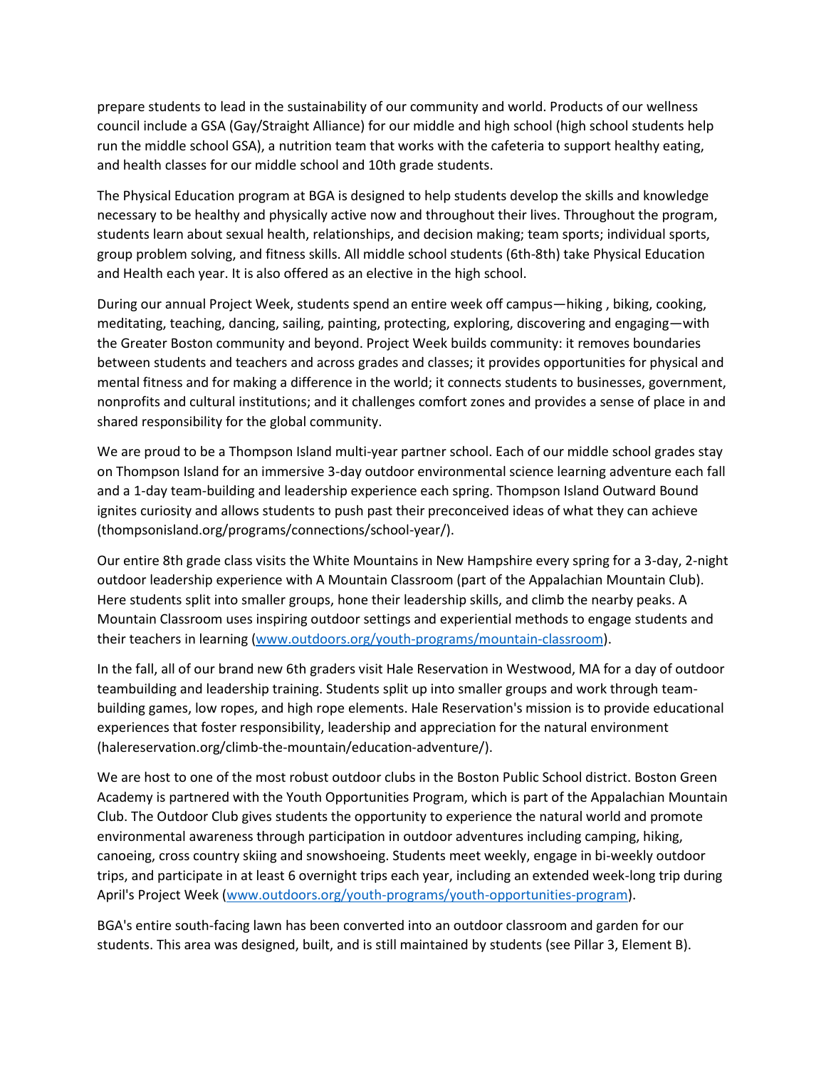prepare students to lead in the sustainability of our community and world. Products of our wellness council include a GSA (Gay/Straight Alliance) for our middle and high school (high school students help run the middle school GSA), a nutrition team that works with the cafeteria to support healthy eating, and health classes for our middle school and 10th grade students.

The Physical Education program at BGA is designed to help students develop the skills and knowledge necessary to be healthy and physically active now and throughout their lives. Throughout the program, students learn about sexual health, relationships, and decision making; team sports; individual sports, group problem solving, and fitness skills. All middle school students (6th-8th) take Physical Education and Health each year. It is also offered as an elective in the high school.

During our annual Project Week, students spend an entire week off campus—hiking , biking, cooking, meditating, teaching, dancing, sailing, painting, protecting, exploring, discovering and engaging—with the Greater Boston community and beyond. Project Week builds community: it removes boundaries between students and teachers and across grades and classes; it provides opportunities for physical and mental fitness and for making a difference in the world; it connects students to businesses, government, nonprofits and cultural institutions; and it challenges comfort zones and provides a sense of place in and shared responsibility for the global community.

We are proud to be a Thompson Island multi-year partner school. Each of our middle school grades stay on Thompson Island for an immersive 3-day outdoor environmental science learning adventure each fall and a 1-day team-building and leadership experience each spring. Thompson Island Outward Bound ignites curiosity and allows students to push past their preconceived ideas of what they can achieve (thompsonisland.org/programs/connections/school-year/).

Our entire 8th grade class visits the White Mountains in New Hampshire every spring for a 3-day, 2-night outdoor leadership experience with A Mountain Classroom (part of the Appalachian Mountain Club). Here students split into smaller groups, hone their leadership skills, and climb the nearby peaks. A Mountain Classroom uses inspiring outdoor settings and experiential methods to engage students and their teachers in learning ([www.outdoors.org/youth-programs/mountain-classroom](www.outdoors.org/youth-programs/mountain-classroom)).

In the fall, all of our brand new 6th graders visit Hale Reservation in Westwood, MA for a day of outdoor teambuilding and leadership training. Students split up into smaller groups and work through team-building games, low ropes, and high rope elements. Hale Reservation's mission is to provide educational experiences that foster responsibility, leadership and appreciation for the natural environment (halereservation.org/climb-the-mountain/education-adventure/).

We are host to one of the most robust outdoor clubs in the Boston Public School district. Boston Green Academy is partnered with the Youth Opportunities Program, which is part of the Appalachian Mountain Club. The Outdoor Club gives students the opportunity to experience the natural world and promote environmental awareness through participation in outdoor adventures including camping, hiking, canoeing, cross country skiing and snowshoeing. Students meet weekly, engage in bi-weekly outdoor trips, and participate in at least 6 overnight trips each year, including an extended week-long trip during April's Project Week ([www.outdoors.org/youth-programs/youth-opportunities-program](www.outdoors.org/youth-programs/youth-opportunities-program)).

BGA's entire south-facing lawn has been converted into an outdoor classroom and garden for our students. This area was designed, built, and is still maintained by students (see Pillar 3, Element B).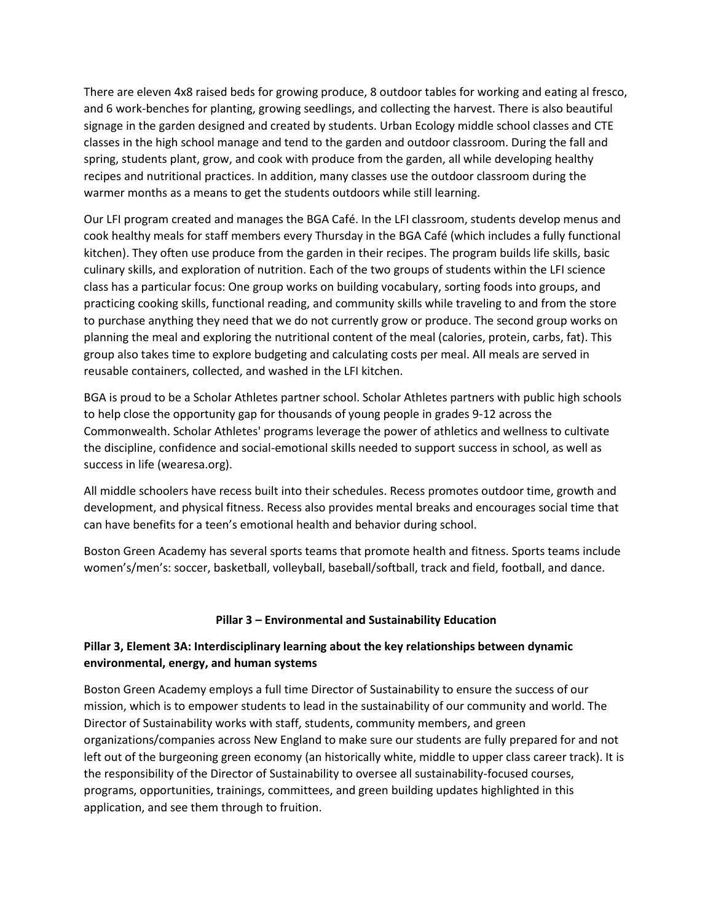There are eleven 4x8 raised beds for growing produce, 8 outdoor tables for working and eating al fresco, and 6 work-benches for planting, growing seedlings, and collecting the harvest. There is also beautiful signage in the garden designed and created by students. Urban Ecology middle school classes and CTE classes in the high school manage and tend to the garden and outdoor classroom. During the fall and spring, students plant, grow, and cook with produce from the garden, all while developing healthy recipes and nutritional practices. In addition, many classes use the outdoor classroom during the warmer months as a means to get the students outdoors while still learning.

Our LFI program created and manages the BGA Café. In the LFI classroom, students develop menus and cook healthy meals for staff members every Thursday in the BGA Café (which includes a fully functional kitchen). They often use produce from the garden in their recipes. The program builds life skills, basic culinary skills, and exploration of nutrition. Each of the two groups of students within the LFI science class has a particular focus: One group works on building vocabulary, sorting foods into groups, and practicing cooking skills, functional reading, and community skills while traveling to and from the store to purchase anything they need that we do not currently grow or produce. The second group works on planning the meal and exploring the nutritional content of the meal (calories, protein, carbs, fat). This group also takes time to explore budgeting and calculating costs per meal. All meals are served in reusable containers, collected, and washed in the LFI kitchen.

BGA is proud to be a Scholar Athletes partner school. Scholar Athletes partners with public high schools to help close the opportunity gap for thousands of young people in grades 9-12 across the Commonwealth. Scholar Athletes' programs leverage the power of athletics and wellness to cultivate the discipline, confidence and social-emotional skills needed to support success in school, as well as success in life (wearesa.org).

All middle schoolers have recess built into their schedules. Recess promotes outdoor time, growth and development, and physical fitness. Recess also provides mental breaks and encourages social time that can have benefits for a teen's emotional health and behavior during school.

Boston Green Academy has several sports teams that promote health and fitness. Sports teams include women's/men's: soccer, basketball, volleyball, baseball/softball, track and field, football, and dance.

## Pillar 3 – Environmental and Sustainability Education

### Pillar 3, Element 3A: Interdisciplinary learning about the key relationships between dynamic environmental, energy, and human systems

Boston Green Academy employs a full time Director of Sustainability to ensure the success of our mission, which is to empower students to lead in the sustainability of our community and world. The Director of Sustainability works with staff, students, community members, and green organizations/companies across New England to make sure our students are fully prepared for and not left out of the burgeoning green economy (an historically white, middle to upper class career track). It is the responsibility of the Director of Sustainability to oversee all sustainability-focused courses, programs, opportunities, trainings, committees, and green building updates highlighted in this application, and see them through to fruition.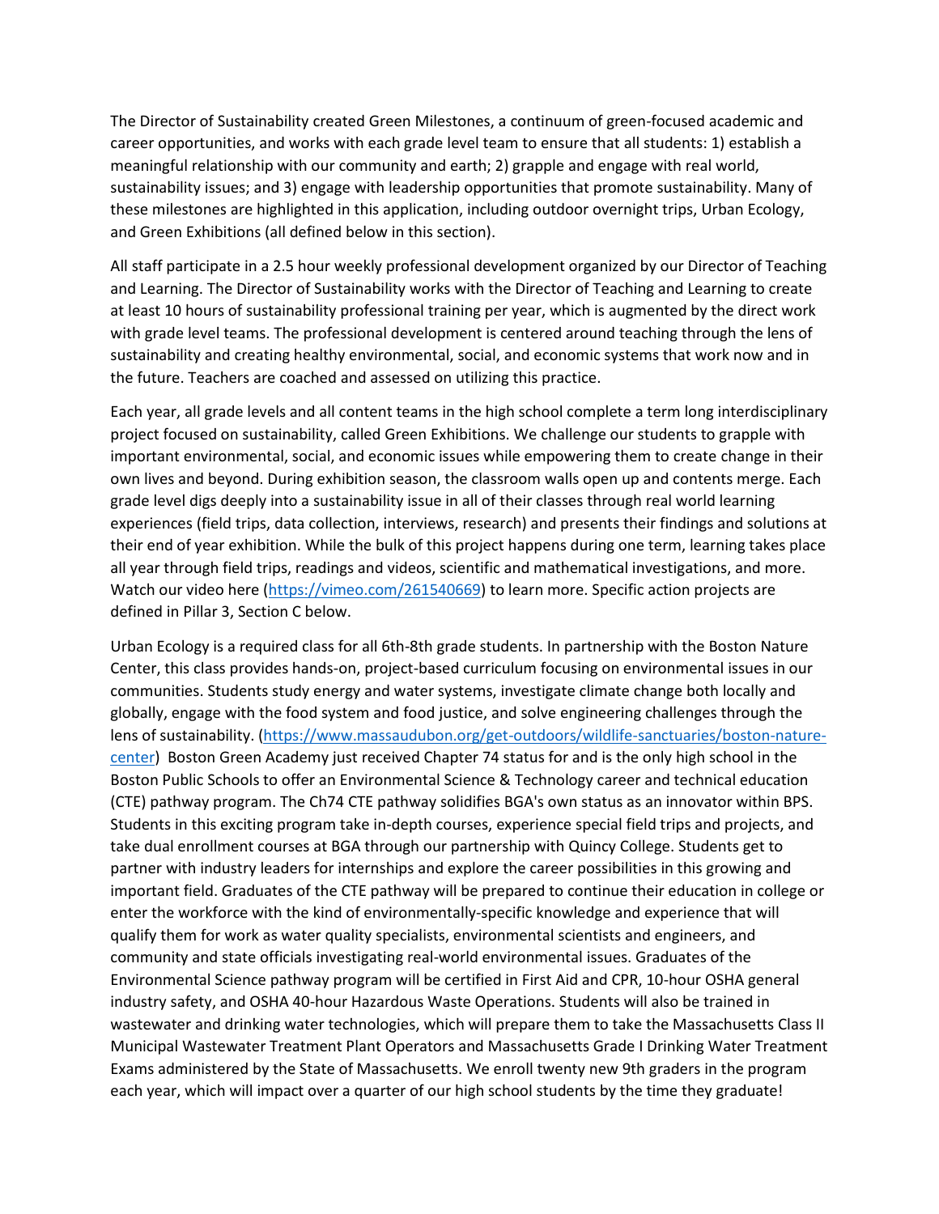The Director of Sustainability created Green Milestones, a continuum of green-focused academic and career opportunities, and works with each grade level team to ensure that all students: 1) establish a meaningful relationship with our community and earth; 2) grapple and engage with real world, sustainability issues; and 3) engage with leadership opportunities that promote sustainability. Many of these milestones are highlighted in this application, including outdoor overnight trips, Urban Ecology, and Green Exhibitions (all defined below in this section).

All staff participate in a 2.5 hour weekly professional development organized by our Director of Teaching and Learning. The Director of Sustainability works with the Director of Teaching and Learning to create at least 10 hours of sustainability professional training per year, which is augmented by the direct work with grade level teams. The professional development is centered around teaching through the lens of sustainability and creating healthy environmental, social, and economic systems that work now and in the future. Teachers are coached and assessed on utilizing this practice.

Each year, all grade levels and all content teams in the high school complete a term long interdisciplinary project focused on sustainability, called Green Exhibitions. We challenge our students to grapple with important environmental, social, and economic issues while empowering them to create change in their own lives and beyond. During exhibition season, the classroom walls open up and contents merge. Each grade level digs deeply into a sustainability issue in all of their classes through real world learning experiences (field trips, data collection, interviews, research) and presents their findings and solutions at their end of year exhibition. While the bulk of this project happens during one term, learning takes place all year through field trips, readings and videos, scientific and mathematical investigations, and more. Watch our video here (https://vimeo.com/261540669) to learn more. Specific action projects are defined in Pillar 3, Section C below.

Urban Ecology is a required class for all 6th-8th grade students. In partnership with the Boston Nature Center, this class provides hands-on, project-based curriculum focusing on environmental issues in our communities. Students study energy and water systems, investigate climate change both locally and globally, engage with the food system and food justice, and solve engineering challenges through the lens of sustainability. (https://www.massaudubon.org/get-outdoors/wildlife-sanctuaries/boston-nature-center) Boston Green Academy just received Chapter 74 status for and is the only high school in the Boston Public Schools to offer an Environmental Science & Technology career and technical education (CTE) pathway program. The Ch74 CTE pathway solidifies BGA's own status as an innovator within BPS. Students in this exciting program take in-depth courses, experience special field trips and projects, and take dual enrollment courses at BGA through our partnership with Quincy College. Students get to partner with industry leaders for internships and explore the career possibilities in this growing and important field. Graduates of the CTE pathway will be prepared to continue their education in college or enter the workforce with the kind of environmentally-specific knowledge and experience that will qualify them for work as water quality specialists, environmental scientists and engineers, and community and state officials investigating real-world environmental issues. Graduates of the Environmental Science pathway program will be certified in First Aid and CPR, 10-hour OSHA general industry safety, and OSHA 40-hour Hazardous Waste Operations. Students will also be trained in wastewater and drinking water technologies, which will prepare them to take the Massachusetts Class II Municipal Wastewater Treatment Plant Operators and Massachusetts Grade I Drinking Water Treatment Exams administered by the State of Massachusetts. We enroll twenty new 9th graders in the program each year, which will impact over a quarter of our high school students by the time they graduate!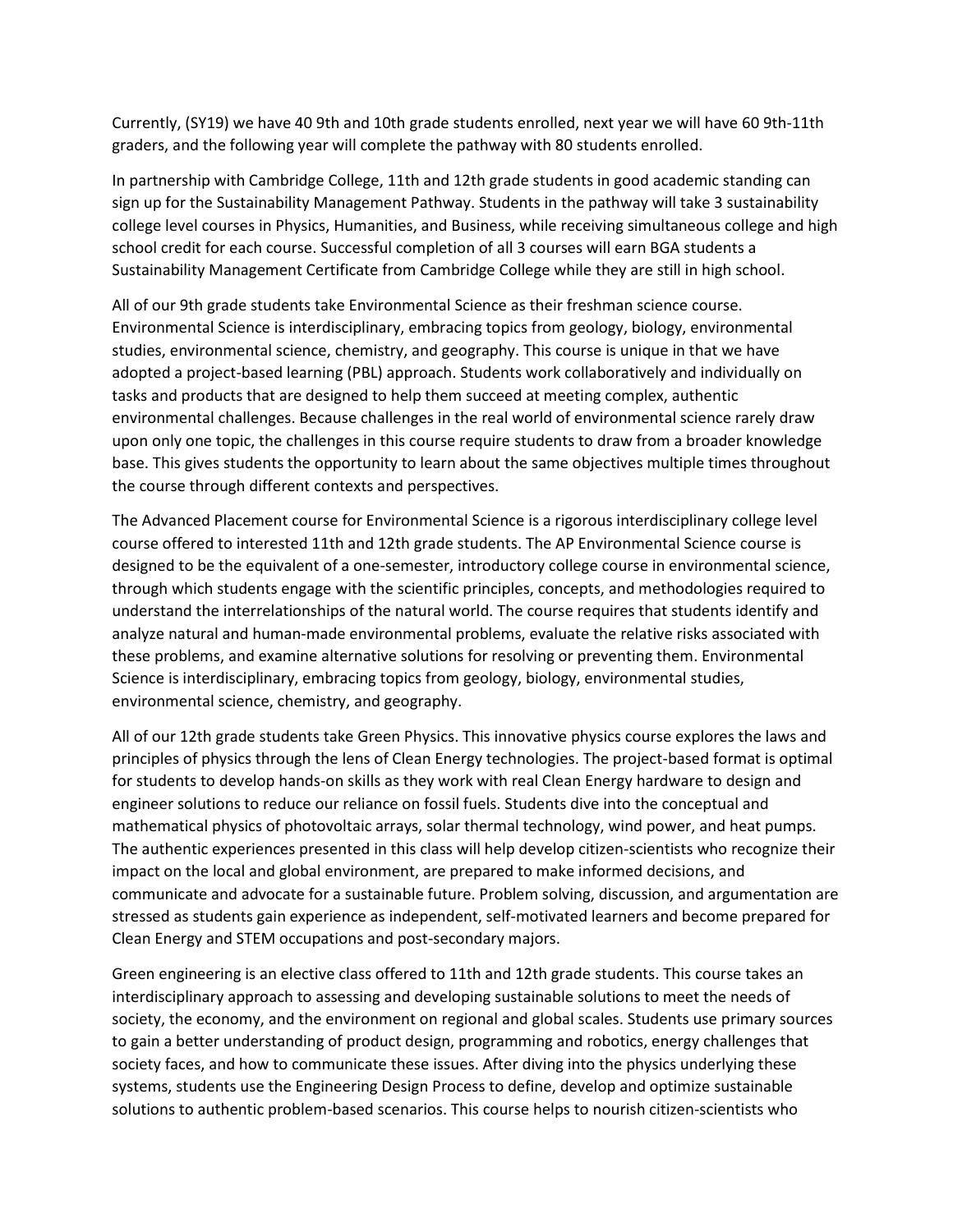Currently, (SY19) we have 40 9th and 10th grade students enrolled, next year we will have 60 9th-11th graders, and the following year will complete the pathway with 80 students enrolled.

In partnership with Cambridge College, 11th and 12th grade students in good academic standing can sign up for the Sustainability Management Pathway. Students in the pathway will take 3 sustainability college level courses in Physics, Humanities, and Business, while receiving simultaneous college and high school credit for each course. Successful completion of all 3 courses will earn BGA students a Sustainability Management Certificate from Cambridge College while they are still in high school.

All of our 9th grade students take Environmental Science as their freshman science course. Environmental Science is interdisciplinary, embracing topics from geology, biology, environmental studies, environmental science, chemistry, and geography. This course is unique in that we have adopted a project-based learning (PBL) approach. Students work collaboratively and individually on tasks and products that are designed to help them succeed at meeting complex, authentic environmental challenges. Because challenges in the real world of environmental science rarely draw upon only one topic, the challenges in this course require students to draw from a broader knowledge base. This gives students the opportunity to learn about the same objectives multiple times throughout the course through different contexts and perspectives.

The Advanced Placement course for Environmental Science is a rigorous interdisciplinary college level course offered to interested 11th and 12th grade students. The AP Environmental Science course is designed to be the equivalent of a one-semester, introductory college course in environmental science, through which students engage with the scientific principles, concepts, and methodologies required to understand the interrelationships of the natural world. The course requires that students identify and analyze natural and human-made environmental problems, evaluate the relative risks associated with these problems, and examine alternative solutions for resolving or preventing them. Environmental Science is interdisciplinary, embracing topics from geology, biology, environmental studies, environmental science, chemistry, and geography.

All of our 12th grade students take Green Physics. This innovative physics course explores the laws and principles of physics through the lens of Clean Energy technologies. The project-based format is optimal for students to develop hands-on skills as they work with real Clean Energy hardware to design and engineer solutions to reduce our reliance on fossil fuels. Students dive into the conceptual and mathematical physics of photovoltaic arrays, solar thermal technology, wind power, and heat pumps. The authentic experiences presented in this class will help develop citizen-scientists who recognize their impact on the local and global environment, are prepared to make informed decisions, and communicate and advocate for a sustainable future. Problem solving, discussion, and argumentation are stressed as students gain experience as independent, self-motivated learners and become prepared for Clean Energy and STEM occupations and post-secondary majors.

Green engineering is an elective class offered to 11th and 12th grade students. This course takes an interdisciplinary approach to assessing and developing sustainable solutions to meet the needs of society, the economy, and the environment on regional and global scales. Students use primary sources to gain a better understanding of product design, programming and robotics, energy challenges that society faces, and how to communicate these issues. After diving into the physics underlying these systems, students use the Engineering Design Process to define, develop and optimize sustainable solutions to authentic problem-based scenarios. This course helps to nourish citizen-scientists who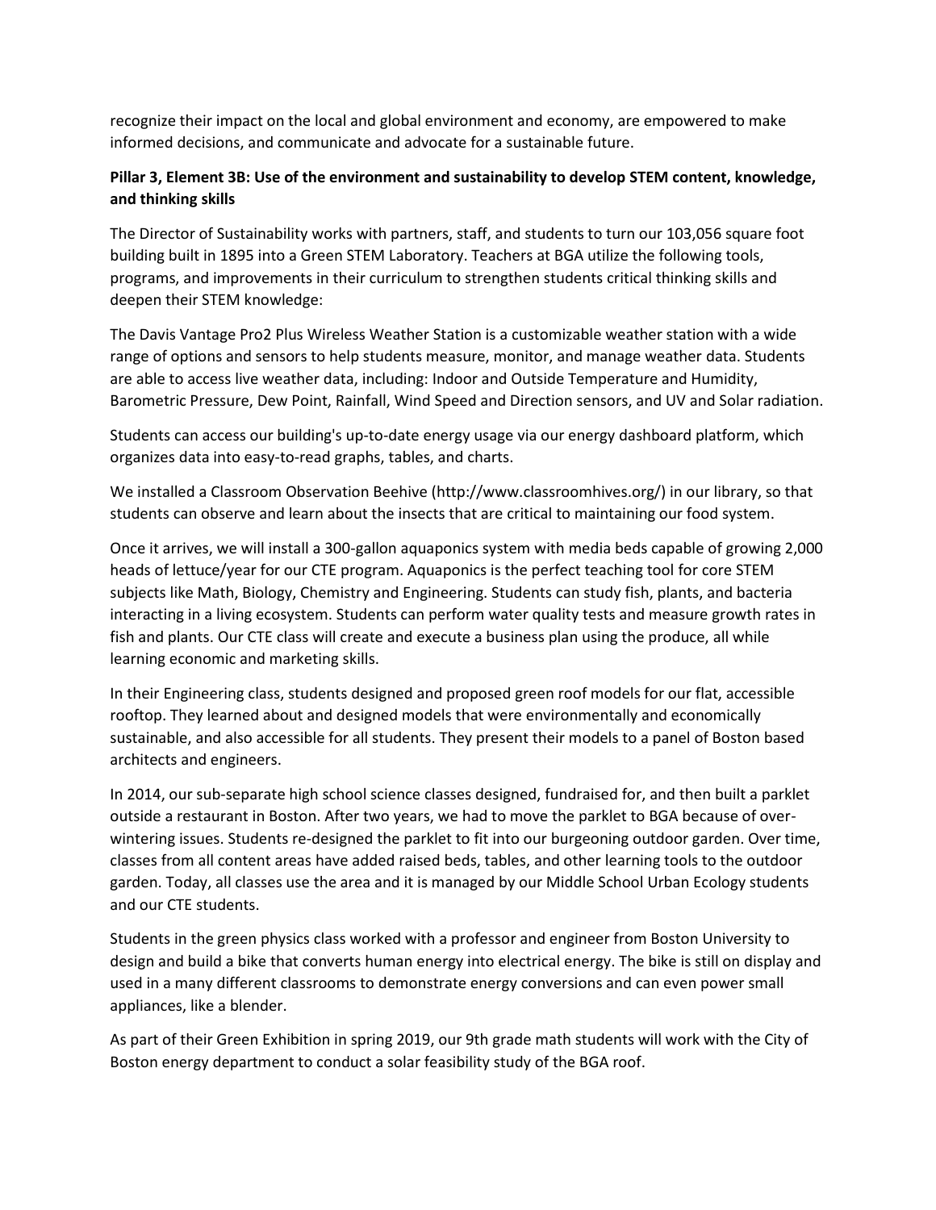recognize their impact on the local and global environment and economy, are empowered to make informed decisions, and communicate and advocate for a sustainable future.

**Pillar 3, Element 3B: Use of the environment and sustainability to develop STEM content, knowledge, and thinking skills**

The Director of Sustainability works with partners, staff, and students to turn our 103,056 square foot building built in 1895 into a Green STEM Laboratory. Teachers at BGA utilize the following tools, programs, and improvements in their curriculum to strengthen students critical thinking skills and deepen their STEM knowledge:

The Davis Vantage Pro2 Plus Wireless Weather Station is a customizable weather station with a wide range of options and sensors to help students measure, monitor, and manage weather data. Students are able to access live weather data, including: Indoor and Outside Temperature and Humidity, Barometric Pressure, Dew Point, Rainfall, Wind Speed and Direction sensors, and UV and Solar radiation.

Students can access our building's up-to-date energy usage via our energy dashboard platform, which organizes data into easy-to-read graphs, tables, and charts.

We installed a Classroom Observation Beehive (http://www.classroomhives.org/) in our library, so that students can observe and learn about the insects that are critical to maintaining our food system.

Once it arrives, we will install a 300-gallon aquaponics system with media beds capable of growing 2,000 heads of lettuce/year for our CTE program. Aquaponics is the perfect teaching tool for core STEM subjects like Math, Biology, Chemistry and Engineering. Students can study fish, plants, and bacteria interacting in a living ecosystem. Students can perform water quality tests and measure growth rates in fish and plants. Our CTE class will create and execute a business plan using the produce, all while learning economic and marketing skills.

In their Engineering class, students designed and proposed green roof models for our flat, accessible rooftop. They learned about and designed models that were environmentally and economically sustainable, and also accessible for all students. They present their models to a panel of Boston based architects and engineers.

In 2014, our sub-separate high school science classes designed, fundraised for, and then built a parklet outside a restaurant in Boston. After two years, we had to move the parklet to BGA because of over-wintering issues. Students re-designed the parklet to fit into our burgeoning outdoor garden. Over time, classes from all content areas have added raised beds, tables, and other learning tools to the outdoor garden. Today, all classes use the area and it is managed by our Middle School Urban Ecology students and our CTE students.

Students in the green physics class worked with a professor and engineer from Boston University to design and build a bike that converts human energy into electrical energy. The bike is still on display and used in a many different classrooms to demonstrate energy conversions and can even power small appliances, like a blender.

As part of their Green Exhibition in spring 2019, our 9th grade math students will work with the City of Boston energy department to conduct a solar feasibility study of the BGA roof.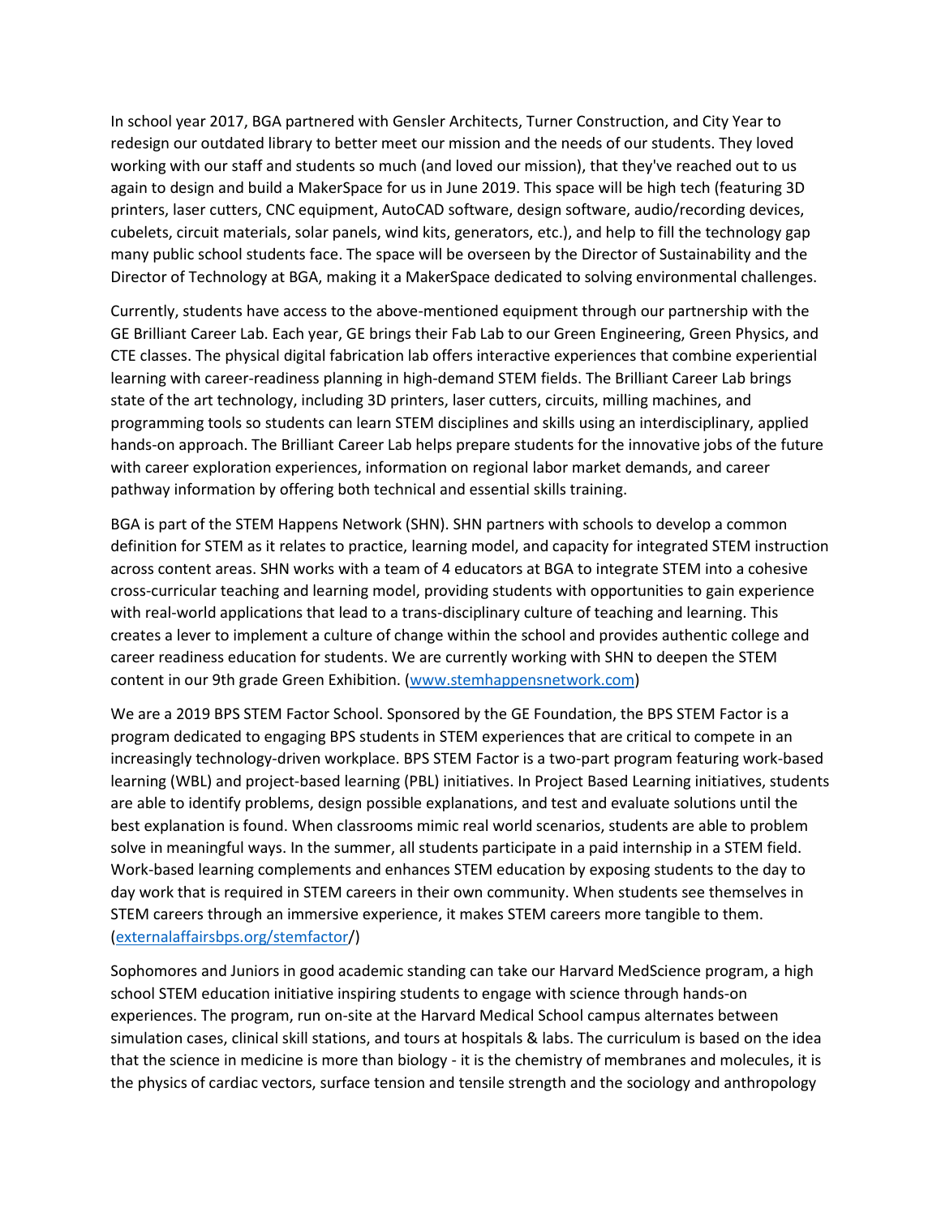In school year 2017, BGA partnered with Gensler Architects, Turner Construction, and City Year to redesign our outdated library to better meet our mission and the needs of our students. They loved working with our staff and students so much (and loved our mission), that they've reached out to us again to design and build a MakerSpace for us in June 2019. This space will be high tech (featuring 3D printers, laser cutters, CNC equipment, AutoCAD software, design software, audio/recording devices, cubelets, circuit materials, solar panels, wind kits, generators, etc.), and help to fill the technology gap many public school students face. The space will be overseen by the Director of Sustainability and the Director of Technology at BGA, making it a MakerSpace dedicated to solving environmental challenges.

Currently, students have access to the above-mentioned equipment through our partnership with the GE Brilliant Career Lab. Each year, GE brings their Fab Lab to our Green Engineering, Green Physics, and CTE classes. The physical digital fabrication lab offers interactive experiences that combine experiential learning with career-readiness planning in high-demand STEM fields. The Brilliant Career Lab brings state of the art technology, including 3D printers, laser cutters, circuits, milling machines, and programming tools so students can learn STEM disciplines and skills using an interdisciplinary, applied hands-on approach. The Brilliant Career Lab helps prepare students for the innovative jobs of the future with career exploration experiences, information on regional labor market demands, and career pathway information by offering both technical and essential skills training.

BGA is part of the STEM Happens Network (SHN). SHN partners with schools to develop a common definition for STEM as it relates to practice, learning model, and capacity for integrated STEM instruction across content areas. SHN works with a team of 4 educators at BGA to integrate STEM into a cohesive cross-curricular teaching and learning model, providing students with opportunities to gain experience with real-world applications that lead to a trans-disciplinary culture of teaching and learning. This creates a lever to implement a culture of change within the school and provides authentic college and career readiness education for students. We are currently working with SHN to deepen the STEM content in our 9th grade Green Exhibition. ([www.stemhappensnetwork.com](www.stemhappensnetwork.com))

We are a 2019 BPS STEM Factor School. Sponsored by the GE Foundation, the BPS STEM Factor is a program dedicated to engaging BPS students in STEM experiences that are critical to compete in an increasingly technology-driven workplace. BPS STEM Factor is a two-part program featuring work-based learning (WBL) and project-based learning (PBL) initiatives. In Project Based Learning initiatives, students are able to identify problems, design possible explanations, and test and evaluate solutions until the best explanation is found. When classrooms mimic real world scenarios, students are able to problem solve in meaningful ways. In the summer, all students participate in a paid internship in a STEM field. Work-based learning complements and enhances STEM education by exposing students to the day to day work that is required in STEM careers in their own community. When students see themselves in STEM careers through an immersive experience, it makes STEM careers more tangible to them. ([externalaffairsbps.org/stemfactor/](externalaffairsbps.org/stemfactor/))

Sophomores and Juniors in good academic standing can take our Harvard MedScience program, a high school STEM education initiative inspiring students to engage with science through hands-on experiences. The program, run on-site at the Harvard Medical School campus alternates between simulation cases, clinical skill stations, and tours at hospitals & labs. The curriculum is based on the idea that the science in medicine is more than biology - it is the chemistry of membranes and molecules, it is the physics of cardiac vectors, surface tension and tensile strength and the sociology and anthropology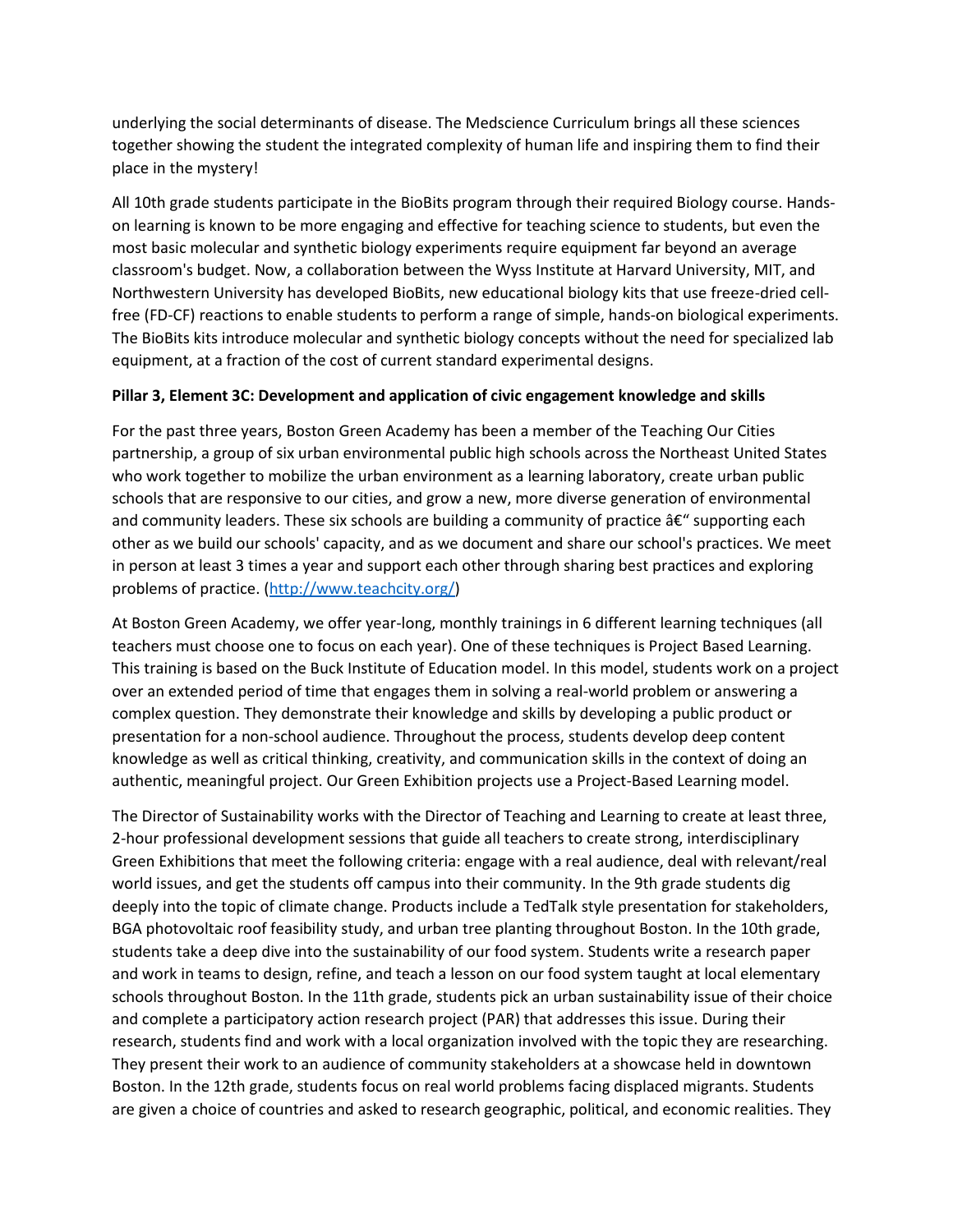underlying the social determinants of disease. The Medscience Curriculum brings all these sciences together showing the student the integrated complexity of human life and inspiring them to find their place in the mystery!

All 10th grade students participate in the BioBits program through their required Biology course. Hands-on learning is known to be more engaging and effective for teaching science to students, but even the most basic molecular and synthetic biology experiments require equipment far beyond an average classroom's budget. Now, a collaboration between the Wyss Institute at Harvard University, MIT, and Northwestern University has developed BioBits, new educational biology kits that use freeze-dried cell-free (FD-CF) reactions to enable students to perform a range of simple, hands-on biological experiments. The BioBits kits introduce molecular and synthetic biology concepts without the need for specialized lab equipment, at a fraction of the cost of current standard experimental designs.

**Pillar 3, Element 3C: Development and application of civic engagement knowledge and skills**

For the past three years, Boston Green Academy has been a member of the Teaching Our Cities partnership, a group of six urban environmental public high schools across the Northeast United States who work together to mobilize the urban environment as a learning laboratory, create urban public schools that are responsive to our cities, and grow a new, more diverse generation of environmental and community leaders. These six schools are building a community of practice â€" supporting each other as we build our schools' capacity, and as we document and share our school's practices. We meet in person at least 3 times a year and support each other through sharing best practices and exploring problems of practice. (http://www.teachcity.org/)

At Boston Green Academy, we offer year-long, monthly trainings in 6 different learning techniques (all teachers must choose one to focus on each year). One of these techniques is Project Based Learning. This training is based on the Buck Institute of Education model. In this model, students work on a project over an extended period of time that engages them in solving a real-world problem or answering a complex question. They demonstrate their knowledge and skills by developing a public product or presentation for a non-school audience. Throughout the process, students develop deep content knowledge as well as critical thinking, creativity, and communication skills in the context of doing an authentic, meaningful project. Our Green Exhibition projects use a Project-Based Learning model.

The Director of Sustainability works with the Director of Teaching and Learning to create at least three, 2-hour professional development sessions that guide all teachers to create strong, interdisciplinary Green Exhibitions that meet the following criteria: engage with a real audience, deal with relevant/real world issues, and get the students off campus into their community. In the 9th grade students dig deeply into the topic of climate change. Products include a TedTalk style presentation for stakeholders, BGA photovoltaic roof feasibility study, and urban tree planting throughout Boston. In the 10th grade, students take a deep dive into the sustainability of our food system. Students write a research paper and work in teams to design, refine, and teach a lesson on our food system taught at local elementary schools throughout Boston. In the 11th grade, students pick an urban sustainability issue of their choice and complete a participatory action research project (PAR) that addresses this issue. During their research, students find and work with a local organization involved with the topic they are researching. They present their work to an audience of community stakeholders at a showcase held in downtown Boston. In the 12th grade, students focus on real world problems facing displaced migrants. Students are given a choice of countries and asked to research geographic, political, and economic realities. They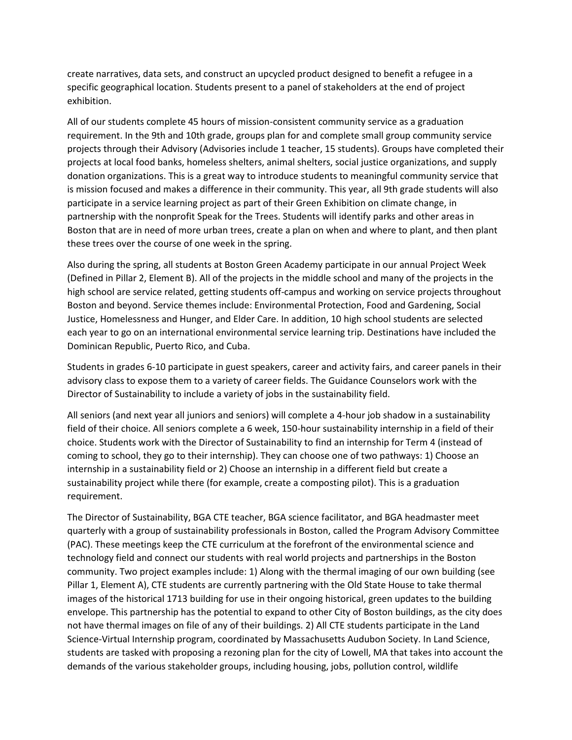create narratives, data sets, and construct an upcycled product designed to benefit a refugee in a specific geographical location. Students present to a panel of stakeholders at the end of project exhibition.

All of our students complete 45 hours of mission-consistent community service as a graduation requirement. In the 9th and 10th grade, groups plan for and complete small group community service projects through their Advisory (Advisories include 1 teacher, 15 students). Groups have completed their projects at local food banks, homeless shelters, animal shelters, social justice organizations, and supply donation organizations. This is a great way to introduce students to meaningful community service that is mission focused and makes a difference in their community. This year, all 9th grade students will also participate in a service learning project as part of their Green Exhibition on climate change, in partnership with the nonprofit Speak for the Trees. Students will identify parks and other areas in Boston that are in need of more urban trees, create a plan on when and where to plant, and then plant these trees over the course of one week in the spring.

Also during the spring, all students at Boston Green Academy participate in our annual Project Week (Defined in Pillar 2, Element B). All of the projects in the middle school and many of the projects in the high school are service related, getting students off-campus and working on service projects throughout Boston and beyond. Service themes include: Environmental Protection, Food and Gardening, Social Justice, Homelessness and Hunger, and Elder Care. In addition, 10 high school students are selected each year to go on an international environmental service learning trip. Destinations have included the Dominican Republic, Puerto Rico, and Cuba.

Students in grades 6-10 participate in guest speakers, career and activity fairs, and career panels in their advisory class to expose them to a variety of career fields. The Guidance Counselors work with the Director of Sustainability to include a variety of jobs in the sustainability field.

All seniors (and next year all juniors and seniors) will complete a 4-hour job shadow in a sustainability field of their choice. All seniors complete a 6 week, 150-hour sustainability internship in a field of their choice. Students work with the Director of Sustainability to find an internship for Term 4 (instead of coming to school, they go to their internship). They can choose one of two pathways: 1) Choose an internship in a sustainability field or 2) Choose an internship in a different field but create a sustainability project while there (for example, create a composting pilot). This is a graduation requirement.

The Director of Sustainability, BGA CTE teacher, BGA science facilitator, and BGA headmaster meet quarterly with a group of sustainability professionals in Boston, called the Program Advisory Committee (PAC). These meetings keep the CTE curriculum at the forefront of the environmental science and technology field and connect our students with real world projects and partnerships in the Boston community. Two project examples include: 1) Along with the thermal imaging of our own building (see Pillar 1, Element A), CTE students are currently partnering with the Old State House to take thermal images of the historical 1713 building for use in their ongoing historical, green updates to the building envelope. This partnership has the potential to expand to other City of Boston buildings, as the city does not have thermal images on file of any of their buildings. 2) All CTE students participate in the Land Science-Virtual Internship program, coordinated by Massachusetts Audubon Society. In Land Science, students are tasked with proposing a rezoning plan for the city of Lowell, MA that takes into account the demands of the various stakeholder groups, including housing, jobs, pollution control, wildlife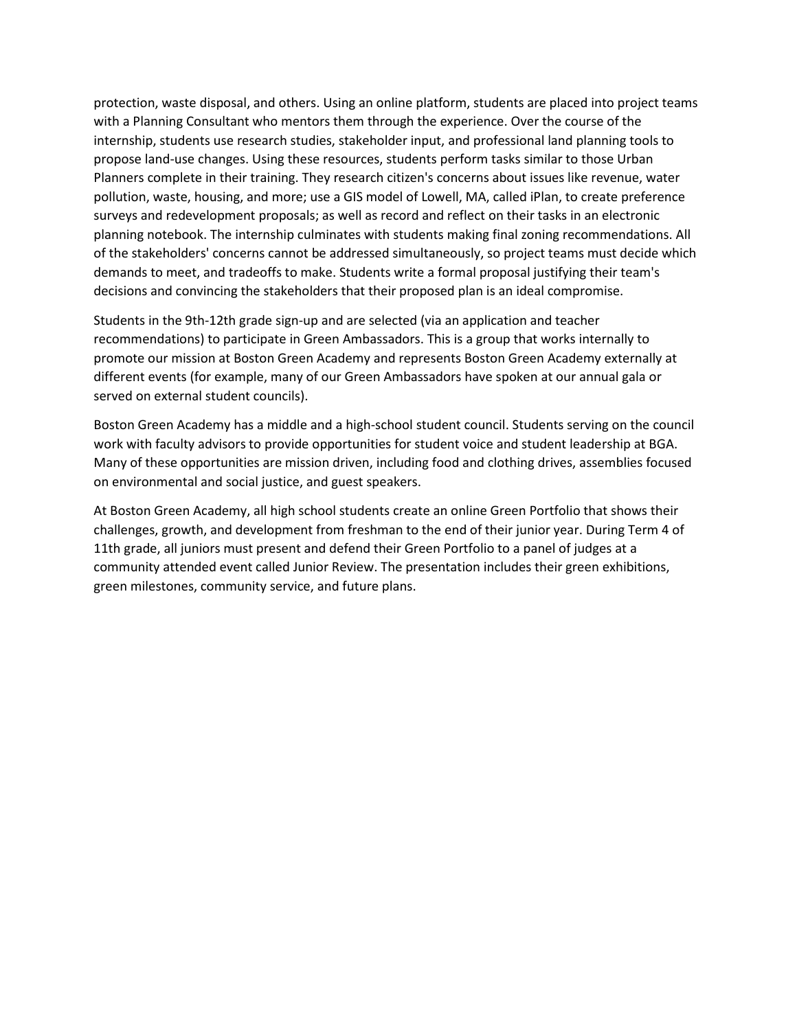protection, waste disposal, and others. Using an online platform, students are placed into project teams with a Planning Consultant who mentors them through the experience. Over the course of the internship, students use research studies, stakeholder input, and professional land planning tools to propose land-use changes. Using these resources, students perform tasks similar to those Urban Planners complete in their training. They research citizen's concerns about issues like revenue, water pollution, waste, housing, and more; use a GIS model of Lowell, MA, called iPlan, to create preference surveys and redevelopment proposals; as well as record and reflect on their tasks in an electronic planning notebook. The internship culminates with students making final zoning recommendations. All of the stakeholders' concerns cannot be addressed simultaneously, so project teams must decide which demands to meet, and tradeoffs to make. Students write a formal proposal justifying their team's decisions and convincing the stakeholders that their proposed plan is an ideal compromise.

Students in the 9th-12th grade sign-up and are selected (via an application and teacher recommendations) to participate in Green Ambassadors. This is a group that works internally to promote our mission at Boston Green Academy and represents Boston Green Academy externally at different events (for example, many of our Green Ambassadors have spoken at our annual gala or served on external student councils).

Boston Green Academy has a middle and a high-school student council. Students serving on the council work with faculty advisors to provide opportunities for student voice and student leadership at BGA. Many of these opportunities are mission driven, including food and clothing drives, assemblies focused on environmental and social justice, and guest speakers.

At Boston Green Academy, all high school students create an online Green Portfolio that shows their challenges, growth, and development from freshman to the end of their junior year. During Term 4 of 11th grade, all juniors must present and defend their Green Portfolio to a panel of judges at a community attended event called Junior Review. The presentation includes their green exhibitions, green milestones, community service, and future plans.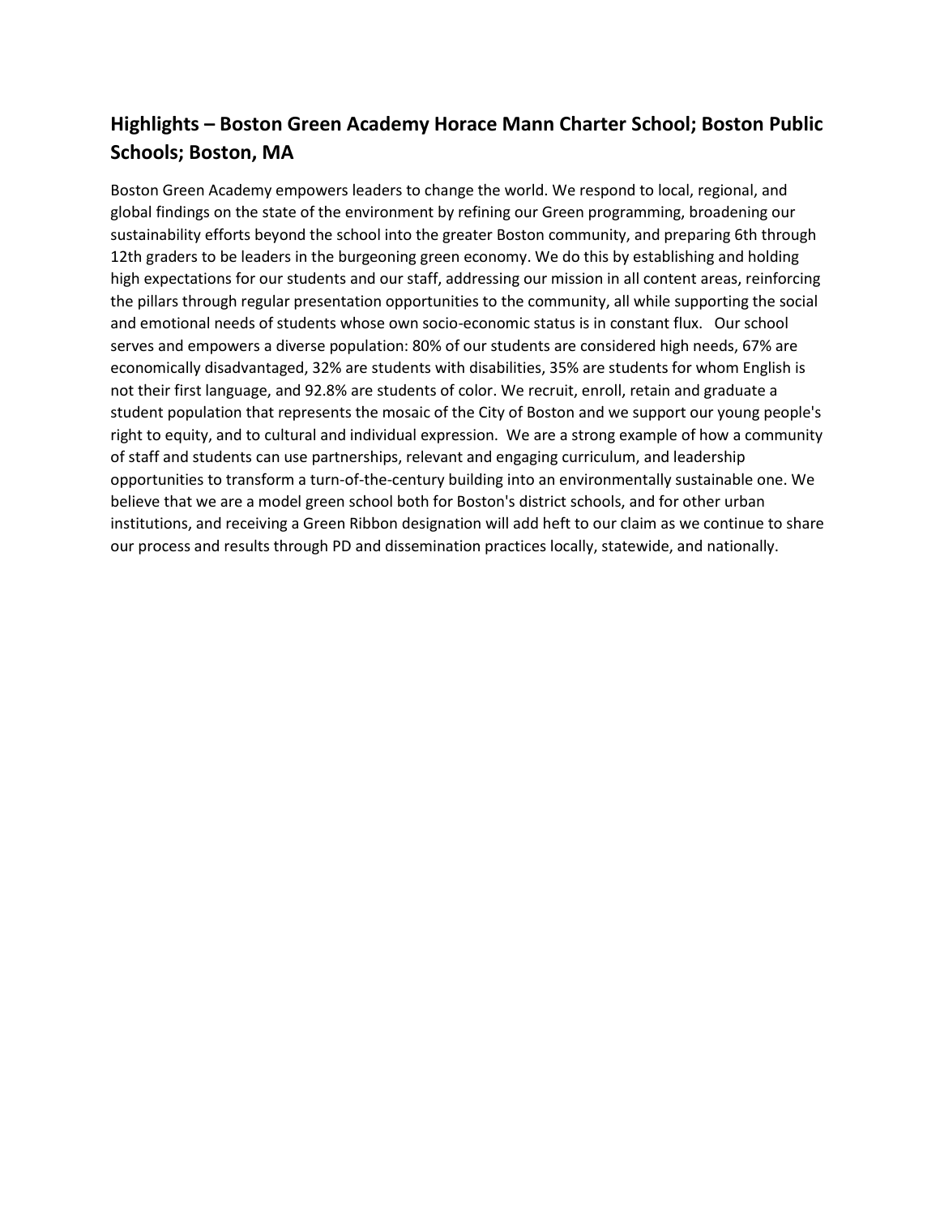## Highlights – Boston Green Academy Horace Mann Charter School; Boston Public Schools; Boston, MA

Boston Green Academy empowers leaders to change the world. We respond to local, regional, and global findings on the state of the environment by refining our Green programming, broadening our sustainability efforts beyond the school into the greater Boston community, and preparing 6th through 12th graders to be leaders in the burgeoning green economy. We do this by establishing and holding high expectations for our students and our staff, addressing our mission in all content areas, reinforcing the pillars through regular presentation opportunities to the community, all while supporting the social and emotional needs of students whose own socio-economic status is in constant flux. Our school serves and empowers a diverse population: 80% of our students are considered high needs, 67% are economically disadvantaged, 32% are students with disabilities, 35% are students for whom English is not their first language, and 92.8% are students of color. We recruit, enroll, retain and graduate a student population that represents the mosaic of the City of Boston and we support our young people's right to equity, and to cultural and individual expression. We are a strong example of how a community of staff and students can use partnerships, relevant and engaging curriculum, and leadership opportunities to transform a turn-of-the-century building into an environmentally sustainable one. We believe that we are a model green school both for Boston's district schools, and for other urban institutions, and receiving a Green Ribbon designation will add heft to our claim as we continue to share our process and results through PD and dissemination practices locally, statewide, and nationally.